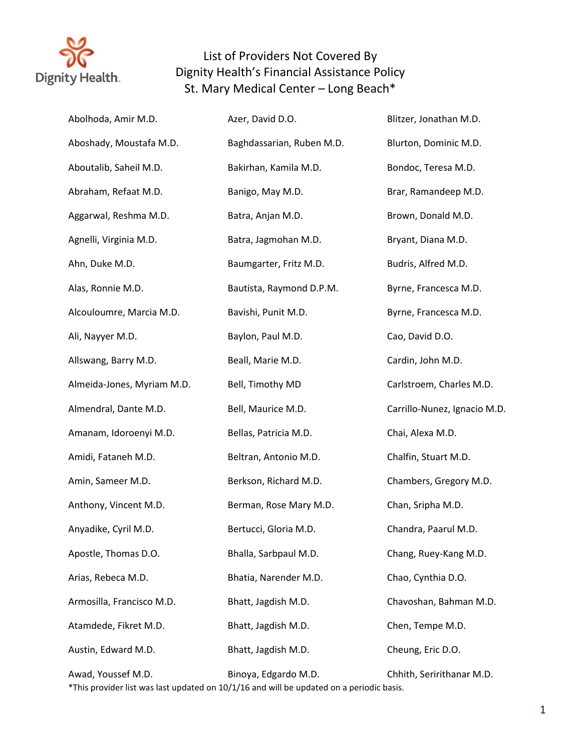# List of Providers Not Covered By Dignity Health's Financial Assistance Policy St. Mary Medical Center – Long Beach*

Abolhoda, Amir M.D.

Aboshady, Moustafa M.D.

Aboutalib, Saheil M.D.

Abraham, Refaat M.D.

Aggarwal, Reshma M.D.

Agnelli, Virginia M.D.

Ahn, Duke M.D.

Alas, Ronnie M.D.

Alcouloumre, Marcia M.D.

Ali, Nayyer M.D.

Allswang, Barry M.D.

Almeida-Jones, Myriam M.D.

Almendral, Dante M.D.

Amanam, Idoroenyi M.D.

Amidi, Fataneh M.D.

Amin, Sameer M.D.

Anthony, Vincent M.D.

Anyadike, Cyril M.D.

Apostle, Thomas D.O.

Arias, Rebeca M.D.

Armosilla, Francisco M.D.

Atamdede, Fikret M.D.

Austin, Edward M.D.

Awad, Youssef M.D.

Azer, David D.O.

Baghdassarian, Ruben M.D.

Bakirhan, Kamila M.D.

Banigo, May M.D.

Batra, Anjan M.D.

Batra, Jagmohan M.D.

Baumgarter, Fritz M.D.

Bautista, Raymond D.P.M.

Bavishi, Punit M.D.

Baylon, Paul M.D.

Beall, Marie M.D.

Bell, Timothy MD

Bell, Maurice M.D.

Bellas, Patricia M.D.

Beltran, Antonio M.D.

Berkson, Richard M.D.

Berman, Rose Mary M.D.

Bertucci, Gloria M.D.

Bhalla, Sarbpaul M.D.

Bhatia, Narender M.D.

Bhatt, Jagdish M.D.

Bhatt, Jagdish M.D.

Bhatt, Jagdish M.D.

Binoya, Edgardo M.D.

Blitzer, Jonathan M.D.

Blurton, Dominic M.D.

Bondoc, Teresa M.D.

Brar, Ramandeep M.D.

Brown, Donald M.D.

Bryant, Diana M.D.

Budris, Alfred M.D.

Byrne, Francesca M.D.

Byrne, Francesca M.D.

Cao, David D.O.

Cardin, John M.D.

Carlstroem, Charles M.D.

Carrillo-Nunez, Ignacio M.D.

Chai, Alexa M.D.

Chalfin, Stuart M.D.

Chambers, Gregory M.D.

Chan, Sripha M.D.

Chandra, Paarul M.D.

Chang, Ruey-Kang M.D.

Chao, Cynthia D.O.

Chavoshan, Bahman M.D.

Chen, Tempe M.D.

Cheung, Eric D.O.

Chhith, Seririthanar M.D.

*This provider list was last updated on 10/1/16 and will be updated on a periodic basis.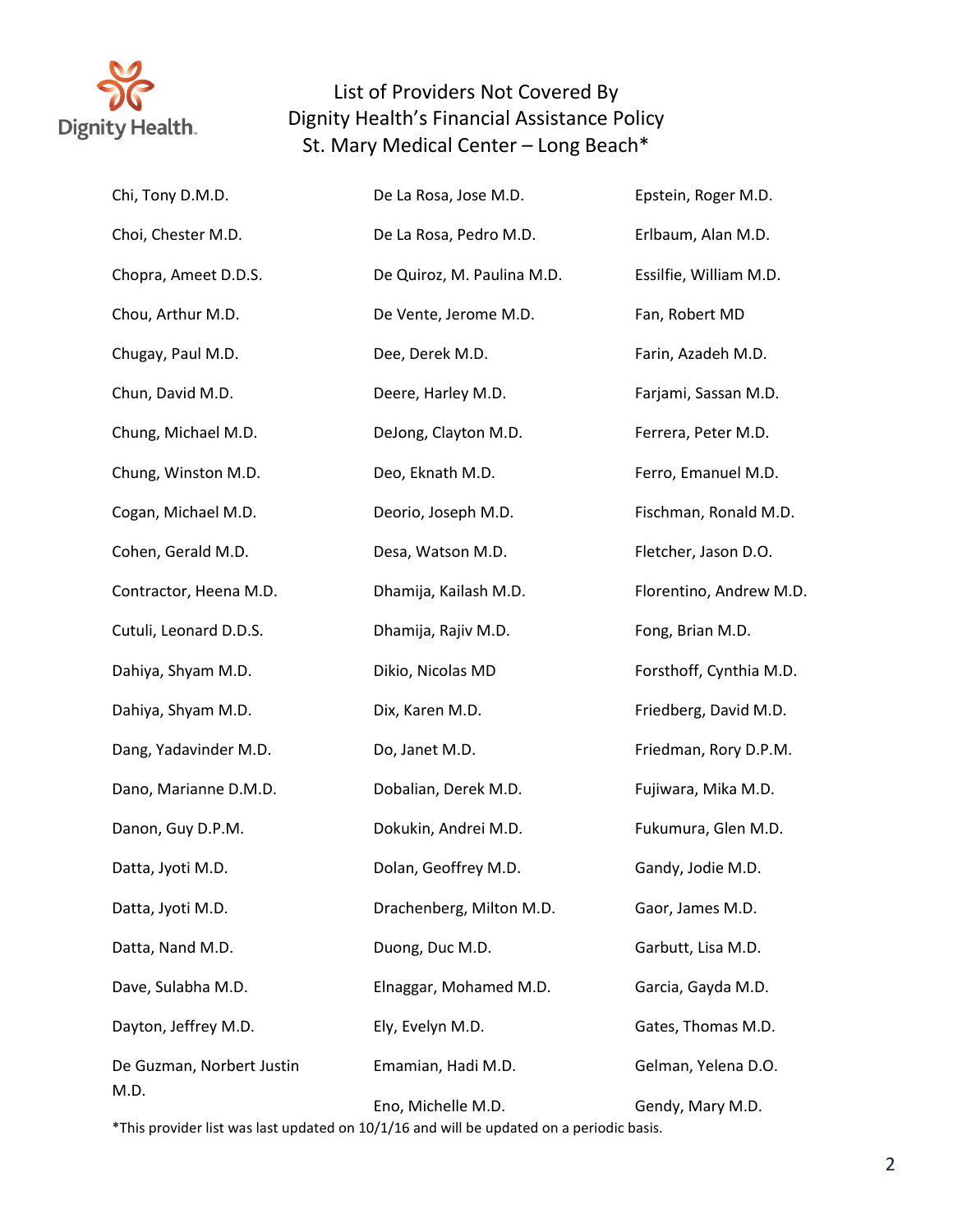# List of Providers Not Covered By Dignity Health's Financial Assistance Policy St. Mary Medical Center – Long Beach*

Chi, Tony D.M.D.

Choi, Chester M.D.

Chopra, Ameet D.D.S.

Chou, Arthur M.D.

Chugay, Paul M.D.

Chun, David M.D.

Chung, Michael M.D.

Chung, Winston M.D.

Cogan, Michael M.D.

Cohen, Gerald M.D.

Contractor, Heena M.D.

Cutuli, Leonard D.D.S.

Dahiya, Shyam M.D.

Dahiya, Shyam M.D.

Dang, Yadavinder M.D.

Dano, Marianne D.M.D.

Danon, Guy D.P.M.

Datta, Jyoti M.D.

Datta, Jyoti M.D.

Datta, Nand M.D.

Dave, Sulabha M.D.

Dayton, Jeffrey M.D.

De Guzman, Norbert Justin M.D.

De La Rosa, Jose M.D.

De La Rosa, Pedro M.D.

De Quiroz, M. Paulina M.D.

De Vente, Jerome M.D.

Dee, Derek M.D.

Deere, Harley M.D.

DeJong, Clayton M.D.

Deo, Eknath M.D.

Deorio, Joseph M.D.

Desa, Watson M.D.

Dhamija, Kailash M.D.

Dhamija, Rajiv M.D.

Dikio, Nicolas MD

Dix, Karen M.D.

Do, Janet M.D.

Dobalian, Derek M.D.

Dokukin, Andrei M.D.

Dolan, Geoffrey M.D.

Drachenberg, Milton M.D.

Duong, Duc M.D.

Elnaggar, Mohamed M.D.

Ely, Evelyn M.D.

Emamian, Hadi M.D.

Eno, Michelle M.D.

Epstein, Roger M.D.

Erlbaum, Alan M.D.

Essilfie, William M.D.

Fan, Robert MD

Farin, Azadeh M.D.

Farjami, Sassan M.D.

Ferrera, Peter M.D.

Ferro, Emanuel M.D.

Fischman, Ronald M.D.

Fletcher, Jason D.O.

Florentino, Andrew M.D.

Fong, Brian M.D.

Forsthoff, Cynthia M.D.

Friedberg, David M.D.

Friedman, Rory D.P.M.

Fujiwara, Mika M.D.

Fukumura, Glen M.D.

Gandy, Jodie M.D.

Gaor, James M.D.

Garbutt, Lisa M.D.

Garcia, Gayda M.D.

Gates, Thomas M.D.

Gelman, Yelena D.O.

Gendy, Mary M.D.

*This provider list was last updated on 10/1/16 and will be updated on a periodic basis.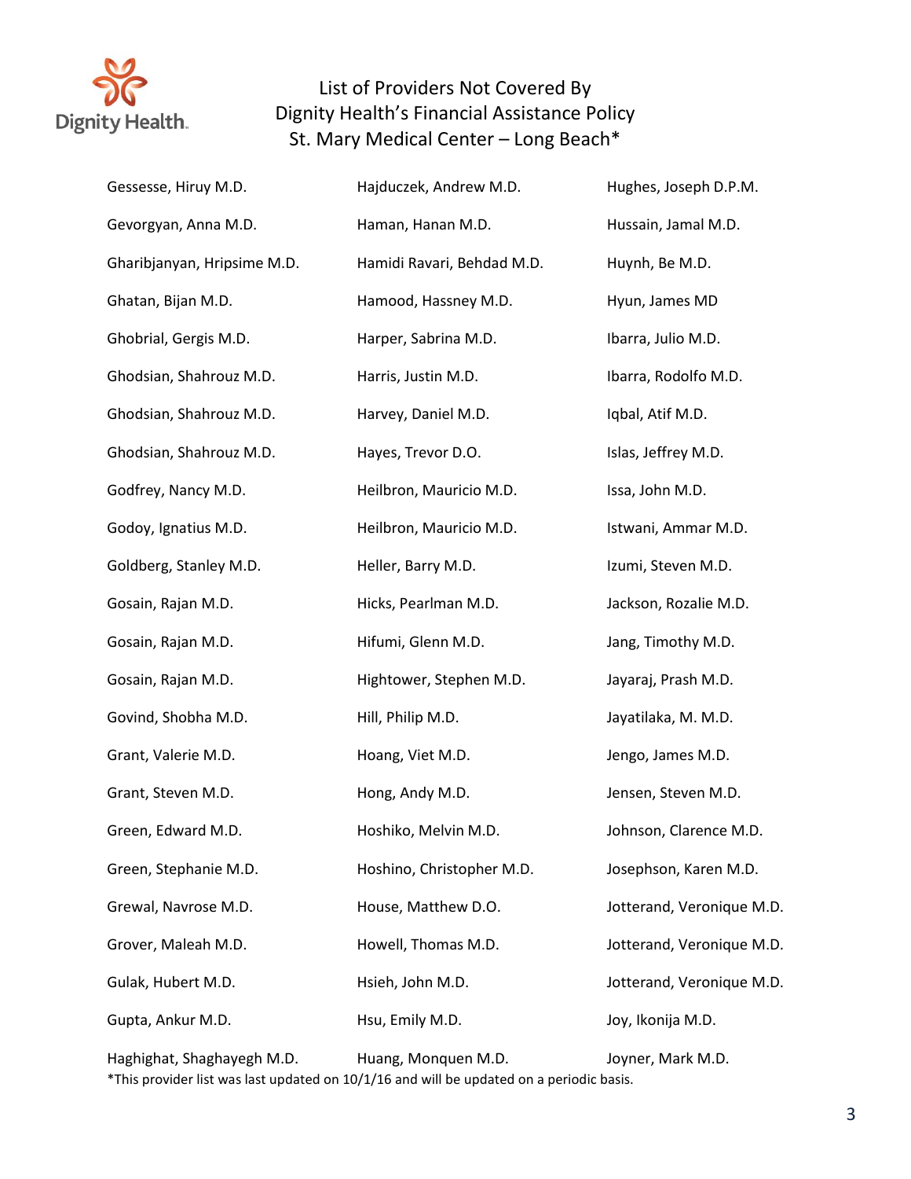# List of Providers Not Covered By Dignity Health's Financial Assistance Policy St. Mary Medical Center – Long Beach*

Gessesse, Hiruy M.D.

Gevorgyan, Anna M.D.

Gharibjanyan, Hripsime M.D.

Ghatan, Bijan M.D.

Ghobrial, Gergis M.D.

Ghodsian, Shahrouz M.D.

Ghodsian, Shahrouz M.D.

Ghodsian, Shahrouz M.D.

Godfrey, Nancy M.D.

Godoy, Ignatius M.D.

Goldberg, Stanley M.D.

Gosain, Rajan M.D.

Gosain, Rajan M.D.

Gosain, Rajan M.D.

Govind, Shobha M.D.

Grant, Valerie M.D.

Grant, Steven M.D.

Green, Edward M.D.

Green, Stephanie M.D.

Grewal, Navrose M.D.

Grover, Maleah M.D.

Gulak, Hubert M.D.

Gupta, Ankur M.D.

Haghighat, Shaghayegh M.D.

Hajduczek, Andrew M.D.

Haman, Hanan M.D.

Hamidi Ravari, Behdad M.D.

Hamood, Hassney M.D.

Harper, Sabrina M.D.

Harris, Justin M.D.

Harvey, Daniel M.D.

Hayes, Trevor D.O.

Heilbron, Mauricio M.D.

Heilbron, Mauricio M.D.

Heller, Barry M.D.

Hicks, Pearlman M.D.

Hifumi, Glenn M.D.

Hightower, Stephen M.D.

Hill, Philip M.D.

Hoang, Viet M.D.

Hong, Andy M.D.

Hoshiko, Melvin M.D.

Hoshino, Christopher M.D.

House, Matthew D.O.

Howell, Thomas M.D.

Hsieh, John M.D.

Hsu, Emily M.D.

Huang, Monquen M.D.

Hughes, Joseph D.P.M.

Hussain, Jamal M.D.

Huynh, Be M.D.

Hyun, James MD

Ibarra, Julio M.D.

Ibarra, Rodolfo M.D.

Iqbal, Atif M.D.

Islas, Jeffrey M.D.

Issa, John M.D.

Istwani, Ammar M.D.

Izumi, Steven M.D.

Jackson, Rozalie M.D.

Jang, Timothy M.D.

Jayaraj, Prash M.D.

Jayatilaka, M. M.D.

Jengo, James M.D.

Jensen, Steven M.D.

Johnson, Clarence M.D.

Josephson, Karen M.D.

Jotterand, Veronique M.D.

Jotterand, Veronique M.D.

Jotterand, Veronique M.D.

Joy, Ikonija M.D.

Joyner, Mark M.D.

*This provider list was last updated on 10/1/16 and will be updated on a periodic basis.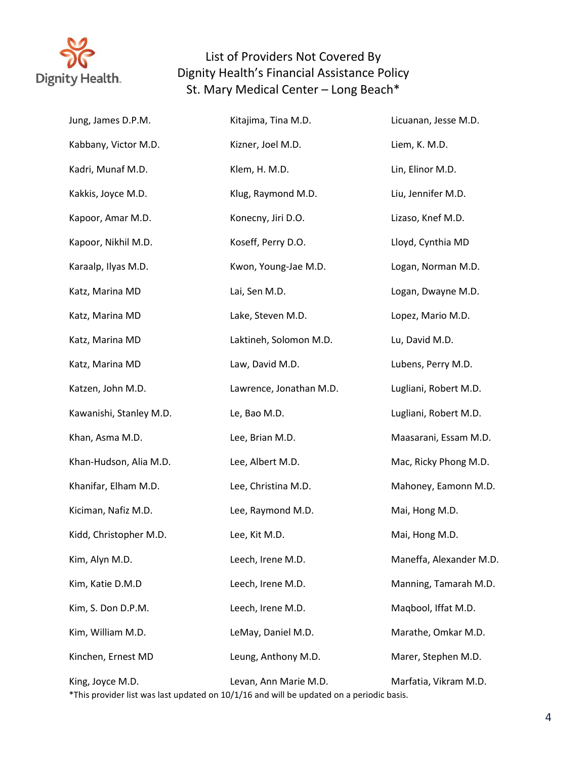# List of Providers Not Covered By Dignity Health's Financial Assistance Policy St. Mary Medical Center – Long Beach*

Jung, James D.P.M.

Kabbany, Victor M.D.

Kadri, Munaf M.D.

Kakkis, Joyce M.D.

Kapoor, Amar M.D.

Kapoor, Nikhil M.D.

Karaalp, Ilyas M.D.

Katz, Marina MD

Katz, Marina MD

Katz, Marina MD

Katz, Marina MD

Katzen, John M.D.

Kawanishi, Stanley M.D.

Khan, Asma M.D.

Khan-Hudson, Alia M.D.

Khanifar, Elham M.D.

Kiciman, Nafiz M.D.

Kidd, Christopher M.D.

Kim, Alyn M.D.

Kim, Katie D.M.D

Kim, S. Don D.P.M.

Kim, William M.D.

Kinchen, Ernest MD

King, Joyce M.D.

Kitajima, Tina M.D.

Kizner, Joel M.D.

Klem, H. M.D.

Klug, Raymond M.D.

Konecny, Jiri D.O.

Koseff, Perry D.O.

Kwon, Young-Jae M.D.

Lai, Sen M.D.

Lake, Steven M.D.

Laktineh, Solomon M.D.

Law, David M.D.

Lawrence, Jonathan M.D.

Le, Bao M.D.

Lee, Brian M.D.

Lee, Albert M.D.

Lee, Christina M.D.

Lee, Raymond M.D.

Lee, Kit M.D.

Leech, Irene M.D.

Leech, Irene M.D.

Leech, Irene M.D.

LeMay, Daniel M.D.

Leung, Anthony M.D.

Levan, Ann Marie M.D.

Licuanan, Jesse M.D.

Liem, K. M.D.

Lin, Elinor M.D.

Liu, Jennifer M.D.

Lizaso, Knef M.D.

Lloyd, Cynthia MD

Logan, Norman M.D.

Logan, Dwayne M.D.

Lopez, Mario M.D.

Lu, David M.D.

Lubens, Perry M.D.

Lugliani, Robert M.D.

Lugliani, Robert M.D.

Maasarani, Essam M.D.

Mac, Ricky Phong M.D.

Mahoney, Eamonn M.D.

Mai, Hong M.D.

Mai, Hong M.D.

Maneffa, Alexander M.D.

Manning, Tamarah M.D.

Maqbool, Iffat M.D.

Marathe, Omkar M.D.

Marer, Stephen M.D.

Marfatia, Vikram M.D.

*This provider list was last updated on 10/1/16 and will be updated on a periodic basis.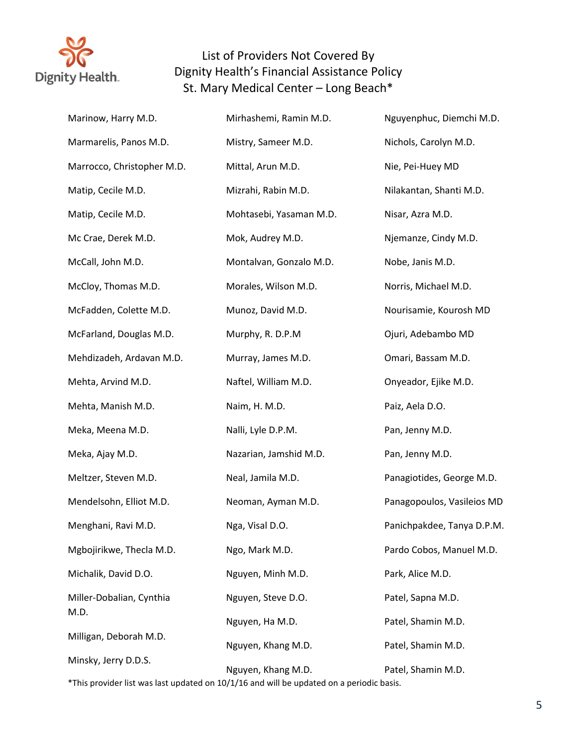# List of Providers Not Covered By Dignity Health's Financial Assistance Policy St. Mary Medical Center – Long Beach*

Marinow, Harry M.D.

Marmarelis, Panos M.D.

Marrocco, Christopher M.D.

Matip, Cecile M.D.

Matip, Cecile M.D.

Mc Crae, Derek M.D.

McCall, John M.D.

McCloy, Thomas M.D.

McFadden, Colette M.D.

McFarland, Douglas M.D.

Mehdizadeh, Ardavan M.D.

Mehta, Arvind M.D.

Mehta, Manish M.D.

Meka, Meena M.D.

Meka, Ajay M.D.

Meltzer, Steven M.D.

Mendelsohn, Elliot M.D.

Menghani, Ravi M.D.

Mgbojirikwe, Thecla M.D.

Michalik, David D.O.

Miller-Dobalian, Cynthia M.D.

Milligan, Deborah M.D.

Minsky, Jerry D.D.S.

Mirhashemi, Ramin M.D.

Mistry, Sameer M.D.

Mittal, Arun M.D.

Mizrahi, Rabin M.D.

Mohtasebi, Yasaman M.D.

Mok, Audrey M.D.

Montalvan, Gonzalo M.D.

Morales, Wilson M.D.

Munoz, David M.D.

Murphy, R. D.P.M

Murray, James M.D.

Naftel, William M.D.

Naim, H. M.D.

Nalli, Lyle D.P.M.

Nazarian, Jamshid M.D.

Neal, Jamila M.D.

Neoman, Ayman M.D.

Nga, Visal D.O.

Ngo, Mark M.D.

Nguyen, Minh M.D.

Nguyen, Steve D.O.

Nguyen, Ha M.D.

Nguyen, Khang M.D.

Nguyen, Khang M.D.

Nguyenphuc, Diemchi M.D.

Nichols, Carolyn M.D.

Nie, Pei-Huey MD

Nilakantan, Shanti M.D.

Nisar, Azra M.D.

Njemanze, Cindy M.D.

Nobe, Janis M.D.

Norris, Michael M.D.

Nourisamie, Kourosh MD

Ojuri, Adebambo MD

Omari, Bassam M.D.

Onyeador, Ejike M.D.

Paiz, Aela D.O.

Pan, Jenny M.D.

Pan, Jenny M.D.

Panagiotides, George M.D.

Panagopoulos, Vasileios MD

Panichpakdee, Tanya D.P.M.

Pardo Cobos, Manuel M.D.

Park, Alice M.D.

Patel, Sapna M.D.

Patel, Shamin M.D.

Patel, Shamin M.D.

Patel, Shamin M.D.

*This provider list was last updated on 10/1/16 and will be updated on a periodic basis.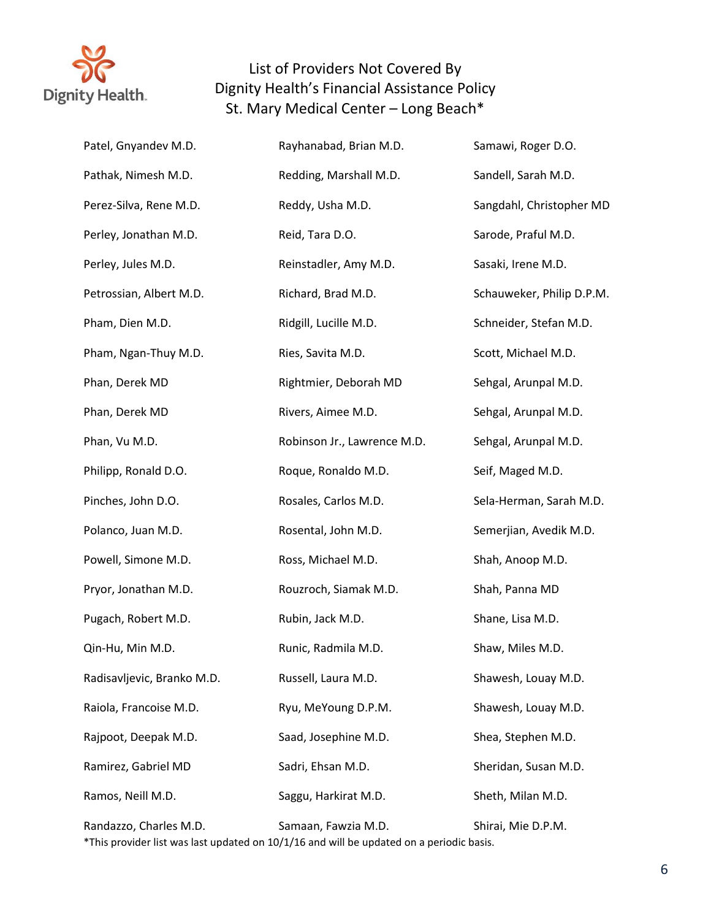List of Providers Not Covered By
Dignity Health's Financial Assistance Policy
St. Mary Medical Center – Long Beach*

Patel, Gnyandev M.D.
Pathak, Nimesh M.D.
Perez-Silva, Rene M.D.
Perley, Jonathan M.D.
Perley, Jules M.D.
Petrossian, Albert M.D.
Pham, Dien M.D.
Pham, Ngan-Thuy M.D.
Phan, Derek MD
Phan, Derek MD
Phan, Vu M.D.
Philipp, Ronald D.O.
Pinches, John D.O.
Polanco, Juan M.D.
Powell, Simone M.D.
Pryor, Jonathan M.D.
Pugach, Robert M.D.
Qin-Hu, Min M.D.
Radisavljevic, Branko M.D.
Raiola, Francoise M.D.
Rajpoot, Deepak M.D.
Ramirez, Gabriel MD
Ramos, Neill M.D.
Randazzo, Charles M.D.
Rayhanabad, Brian M.D.
Redding, Marshall M.D.
Reddy, Usha M.D.
Reid, Tara D.O.
Reinstadler, Amy M.D.
Richard, Brad M.D.
Ridgill, Lucille M.D.
Ries, Savita M.D.
Rightmier, Deborah MD
Rivers, Aimee M.D.
Robinson Jr., Lawrence M.D.
Roque, Ronaldo M.D.
Rosales, Carlos M.D.
Rosental, John M.D.
Ross, Michael M.D.
Rouzroch, Siamak M.D.
Rubin, Jack M.D.
Runic, Radmila M.D.
Russell, Laura M.D.
Ryu, MeYoung D.P.M.
Saad, Josephine M.D.
Sadri, Ehsan M.D.
Saggu, Harkirat M.D.
Samaan, Fawzia M.D.
Samawi, Roger D.O.
Sandell, Sarah M.D.
Sangdahl, Christopher MD
Sarode, Praful M.D.
Sasaki, Irene M.D.
Schauweker, Philip D.P.M.
Schneider, Stefan M.D.
Scott, Michael M.D.
Sehgal, Arunpal M.D.
Sehgal, Arunpal M.D.
Sehgal, Arunpal M.D.
Seif, Maged M.D.
Sela-Herman, Sarah M.D.
Semerjian, Avedik M.D.
Shah, Anoop M.D.
Shah, Panna MD
Shane, Lisa M.D.
Shaw, Miles M.D.
Shawesh, Louay M.D.
Shawesh, Louay M.D.
Shea, Stephen M.D.
Sheridan, Susan M.D.
Sheth, Milan M.D.
Shirai, Mie D.P.M.

*This provider list was last updated on 10/1/16 and will be updated on a periodic basis.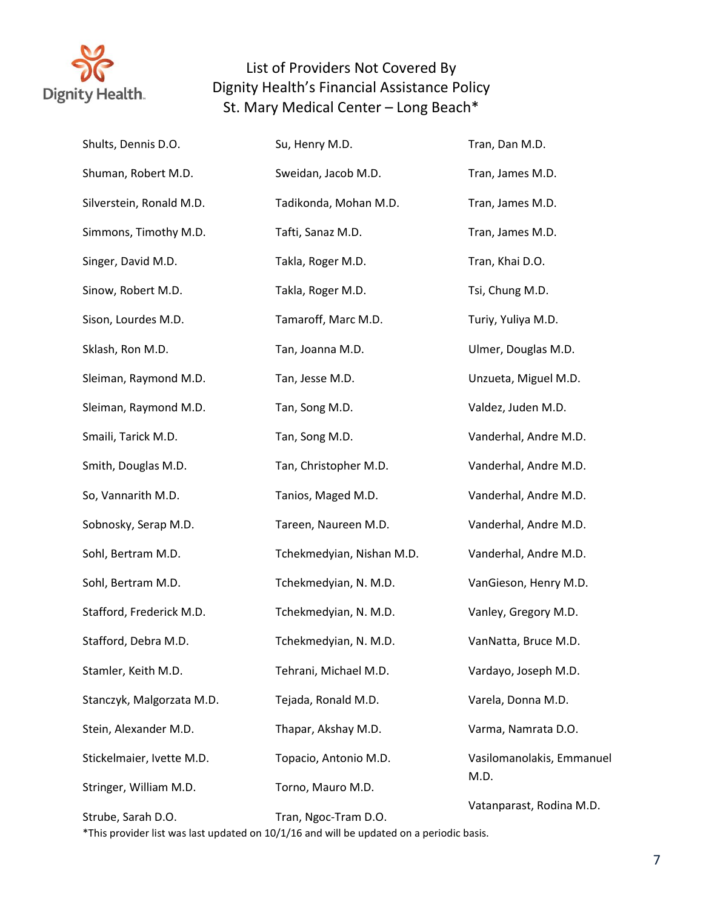# List of Providers Not Covered By Dignity Health's Financial Assistance Policy St. Mary Medical Center – Long Beach*

Shults, Dennis D.O.

Shuman, Robert M.D.

Silverstein, Ronald M.D.

Simmons, Timothy M.D.

Singer, David M.D.

Sinow, Robert M.D.

Sison, Lourdes M.D.

Sklash, Ron M.D.

Sleiman, Raymond M.D.

Sleiman, Raymond M.D.

Smaili, Tarick M.D.

Smith, Douglas M.D.

So, Vannarith M.D.

Sobnosky, Serap M.D.

Sohl, Bertram M.D.

Sohl, Bertram M.D.

Stafford, Frederick M.D.

Stafford, Debra M.D.

Stamler, Keith M.D.

Stanczyk, Malgorzata M.D.

Stein, Alexander M.D.

Stickelmaier, Ivette M.D.

Stringer, William M.D.

Strube, Sarah D.O.

Su, Henry M.D.

Sweidan, Jacob M.D.

Tadikonda, Mohan M.D.

Tafti, Sanaz M.D.

Takla, Roger M.D.

Takla, Roger M.D.

Tamaroff, Marc M.D.

Tan, Joanna M.D.

Tan, Jesse M.D.

Tan, Song M.D.

Tan, Song M.D.

Tan, Christopher M.D.

Tanios, Maged M.D.

Tareen, Naureen M.D.

Tchekmedyian, Nishan M.D.

Tchekmedyian, N. M.D.

Tchekmedyian, N. M.D.

Tchekmedyian, N. M.D.

Tehrani, Michael M.D.

Tejada, Ronald M.D.

Thapar, Akshay M.D.

Topacio, Antonio M.D.

Torno, Mauro M.D.

Tran, Ngoc-Tram D.O.

Tran, Dan M.D.

Tran, James M.D.

Tran, James M.D.

Tran, James M.D.

Tran, Khai D.O.

Tsi, Chung M.D.

Turiy, Yuliya M.D.

Ulmer, Douglas M.D.

Unzueta, Miguel M.D.

Valdez, Juden M.D.

Vanderhal, Andre M.D.

Vanderhal, Andre M.D.

Vanderhal, Andre M.D.

Vanderhal, Andre M.D.

Vanderhal, Andre M.D.

VanGieson, Henry M.D.

Vanley, Gregory M.D.

VanNatta, Bruce M.D.

Vardayo, Joseph M.D.

Varela, Donna M.D.

Varma, Namrata D.O.

Vasilomanolakis, Emmanuel M.D.

Vatanparast, Rodina M.D.

*This provider list was last updated on 10/1/16 and will be updated on a periodic basis.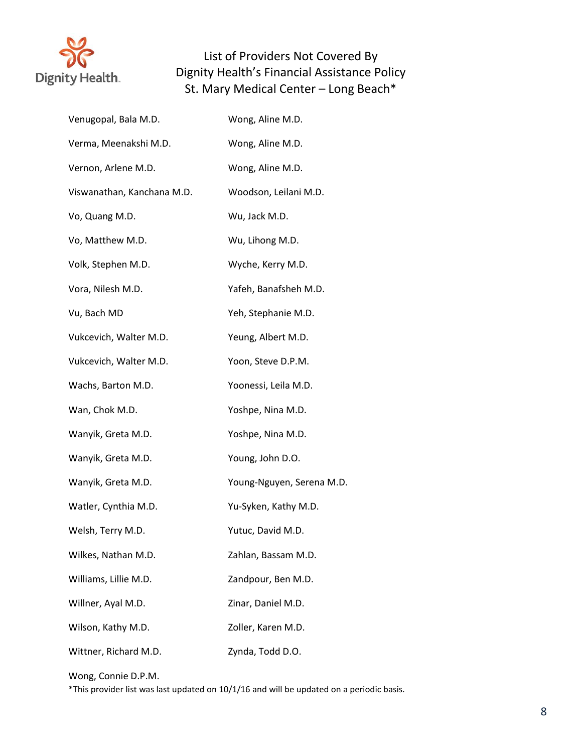# List of Providers Not Covered By Dignity Health's Financial Assistance Policy St. Mary Medical Center – Long Beach*

Venugopal, Bala M.D.

Verma, Meenakshi M.D.

Vernon, Arlene M.D.

Viswanathan, Kanchana M.D.

Vo, Quang M.D.

Vo, Matthew M.D.

Volk, Stephen M.D.

Vora, Nilesh M.D.

Vu, Bach MD

Vukcevich, Walter M.D.

Vukcevich, Walter M.D.

Wachs, Barton M.D.

Wan, Chok M.D.

Wanyik, Greta M.D.

Wanyik, Greta M.D.

Wanyik, Greta M.D.

Watler, Cynthia M.D.

Welsh, Terry M.D.

Wilkes, Nathan M.D.

Williams, Lillie M.D.

Willner, Ayal M.D.

Wilson, Kathy M.D.

Wittner, Richard M.D.

Wong, Connie D.P.M.

Wong, Aline M.D.

Wong, Aline M.D.

Wong, Aline M.D.

Woodson, Leilani M.D.

Wu, Jack M.D.

Wu, Lihong M.D.

Wyche, Kerry M.D.

Yafeh, Banafsheh M.D.

Yeh, Stephanie M.D.

Yeung, Albert M.D.

Yoon, Steve D.P.M.

Yoonessi, Leila M.D.

Yoshpe, Nina M.D.

Yoshpe, Nina M.D.

Young, John D.O.

Young-Nguyen, Serena M.D.

Yu-Syken, Kathy M.D.

Yutuc, David M.D.

Zahlan, Bassam M.D.

Zandpour, Ben M.D.

Zinar, Daniel M.D.

Zoller, Karen M.D.

Zynda, Todd D.O.

*This provider list was last updated on 10/1/16 and will be updated on a periodic basis.